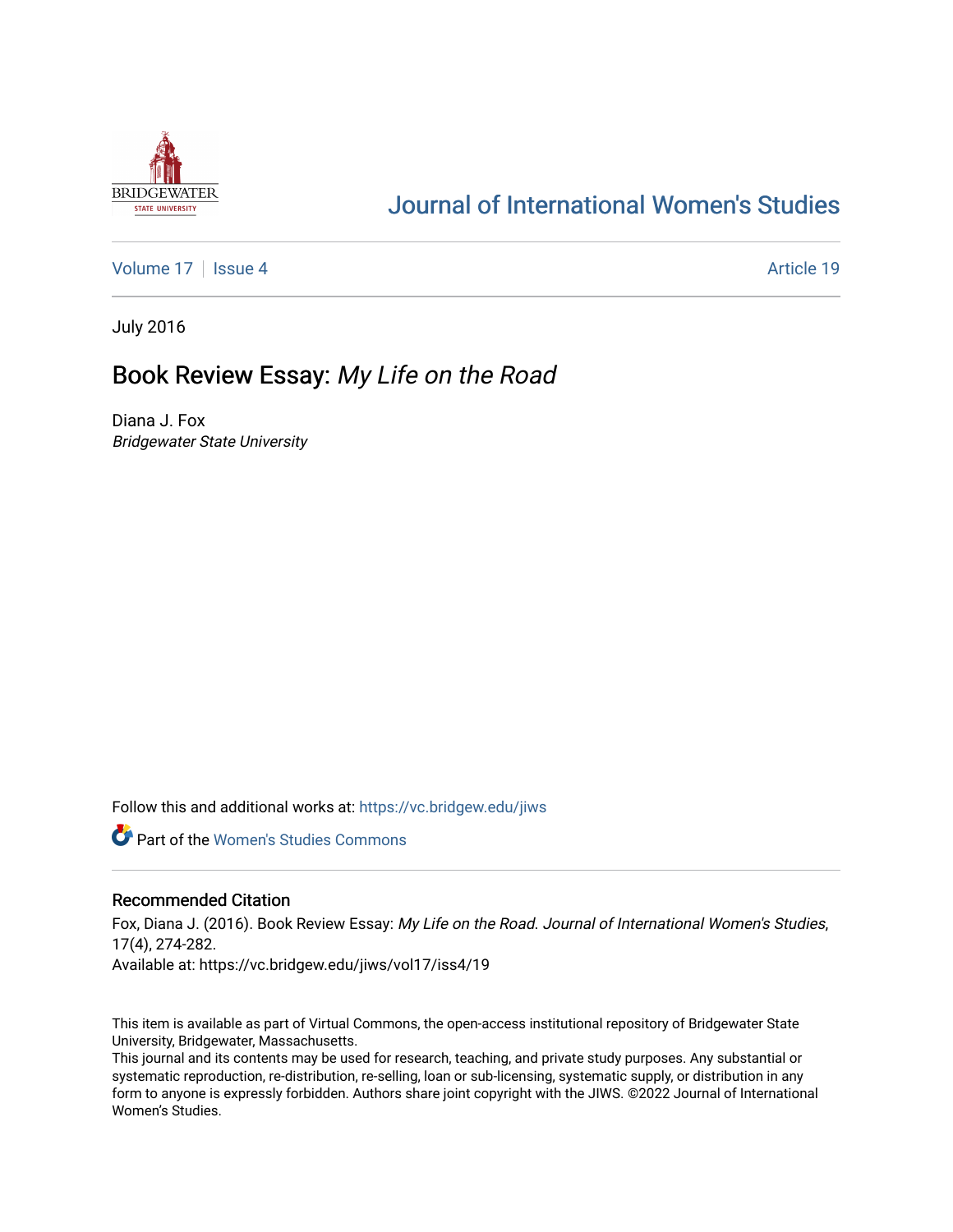# Journal of International Women's Studies

Volume 17 | Issue 4 | Article 19

July 2016

## Book Review Essay: *My Life on the Road*

Diana J. Fox
*Bridgewater State University*

Follow this and additional works at: https://vc.bridgew.edu/jiws

Part of the Women's Studies Commons

### Recommended Citation

Fox, Diana J. (2016). Book Review Essay: *My Life on the Road*. *Journal of International Women's Studies*, 17(4), 274-282.
Available at: https://vc.bridgew.edu/jiws/vol17/iss4/19

This item is available as part of Virtual Commons, the open-access institutional repository of Bridgewater State University, Bridgewater, Massachusetts.
This journal and its contents may be used for research, teaching, and private study purposes. Any substantial or systematic reproduction, re-distribution, re-selling, loan or sub-licensing, systematic supply, or distribution in any form to anyone is expressly forbidden. Authors share joint copyright with the JIWS. ©2022 Journal of International Women's Studies.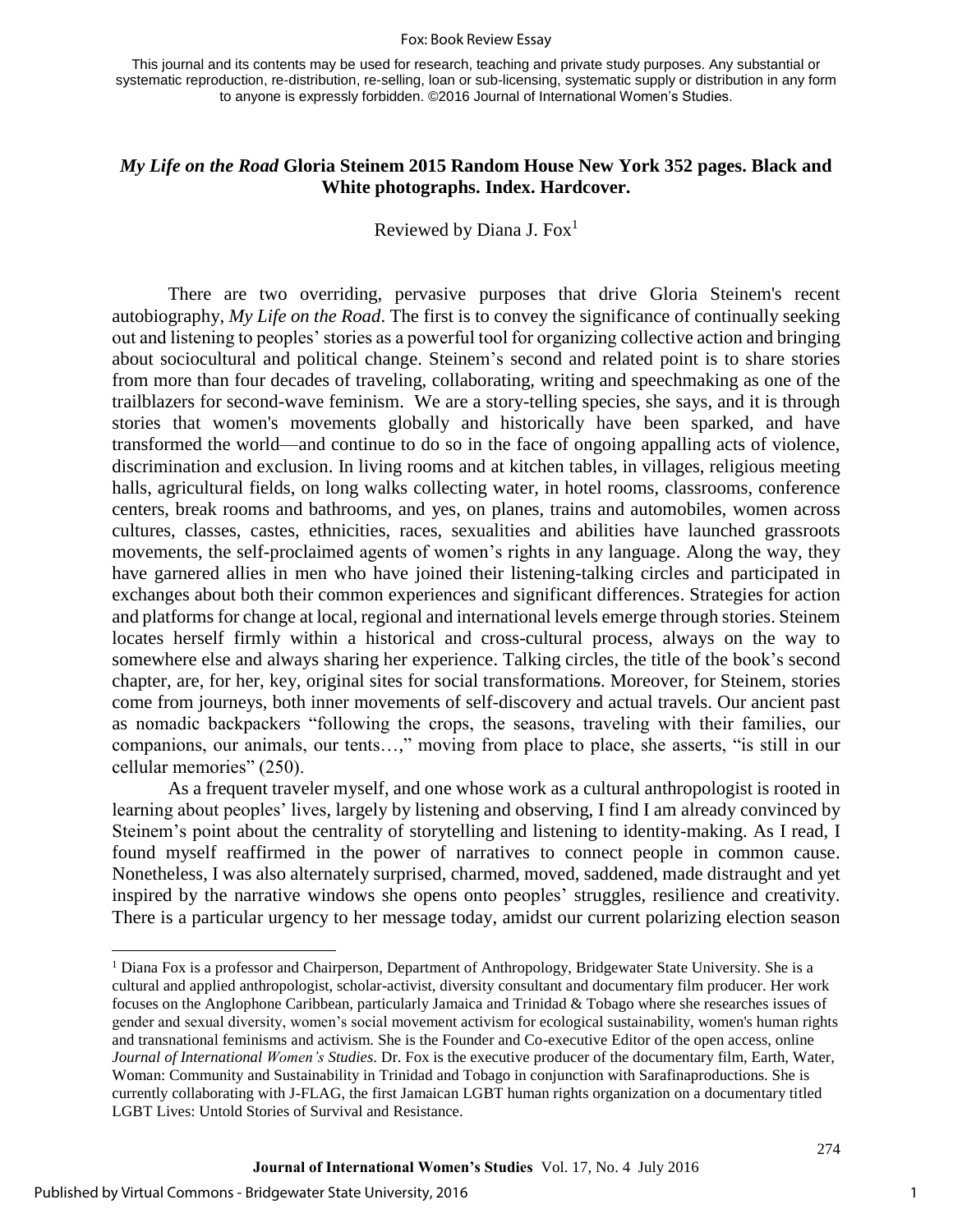This journal and its contents may be used for research, teaching and private study purposes. Any substantial or systematic reproduction, re-distribution, re-selling, loan or sub-licensing, systematic supply or distribution in any form to anyone is expressly forbidden. ©2016 Journal of International Women's Studies.

## *My Life on the Road* Gloria Steinem 2015 Random House New York 352 pages. Black and White photographs. Index. Hardcover.

Reviewed by Diana J. Fox[1]

There are two overriding, pervasive purposes that drive Gloria Steinem's recent autobiography, *My Life on the Road*. The first is to convey the significance of continually seeking out and listening to peoples' stories as a powerful tool for organizing collective action and bringing about sociocultural and political change. Steinem's second and related point is to share stories from more than four decades of traveling, collaborating, writing and speechmaking as one of the trailblazers for second-wave feminism. We are a story-telling species, she says, and it is through stories that women's movements globally and historically have been sparked, and have transformed the world—and continue to do so in the face of ongoing appalling acts of violence, discrimination and exclusion. In living rooms and at kitchen tables, in villages, religious meeting halls, agricultural fields, on long walks collecting water, in hotel rooms, classrooms, conference centers, break rooms and bathrooms, and yes, on planes, trains and automobiles, women across cultures, classes, castes, ethnicities, races, sexualities and abilities have launched grassroots movements, the self-proclaimed agents of women's rights in any language. Along the way, they have garnered allies in men who have joined their listening-talking circles and participated in exchanges about both their common experiences and significant differences. Strategies for action and platforms for change at local, regional and international levels emerge through stories. Steinem locates herself firmly within a historical and cross-cultural process, always on the way to somewhere else and always sharing her experience. Talking circles, the title of the book's second chapter, are, for her, key, original sites for social transformations. Moreover, for Steinem, stories come from journeys, both inner movements of self-discovery and actual travels. Our ancient past as nomadic backpackers "following the crops, the seasons, traveling with their families, our companions, our animals, our tents…," moving from place to place, she asserts, "is still in our cellular memories" (250).

As a frequent traveler myself, and one whose work as a cultural anthropologist is rooted in learning about peoples' lives, largely by listening and observing, I find I am already convinced by Steinem's point about the centrality of storytelling and listening to identity-making. As I read, I found myself reaffirmed in the power of narratives to connect people in common cause. Nonetheless, I was also alternately surprised, charmed, moved, saddened, made distraught and yet inspired by the narrative windows she opens onto peoples' struggles, resilience and creativity. There is a particular urgency to her message today, amidst our current polarizing election season

[1] Diana Fox is a professor and Chairperson, Department of Anthropology, Bridgewater State University. She is a cultural and applied anthropologist, scholar-activist, diversity consultant and documentary film producer. Her work focuses on the Anglophone Caribbean, particularly Jamaica and Trinidad & Tobago where she researches issues of gender and sexual diversity, women's social movement activism for ecological sustainability, women's human rights and transnational feminisms and activism. She is the Founder and Co-executive Editor of the open access, online *Journal of International Women's Studies*. Dr. Fox is the executive producer of the documentary film, Earth, Water, Woman: Community and Sustainability in Trinidad and Tobago in conjunction with Sarafinaproductions. She is currently collaborating with J-FLAG, the first Jamaican LGBT human rights organization on a documentary titled LGBT Lives: Untold Stories of Survival and Resistance.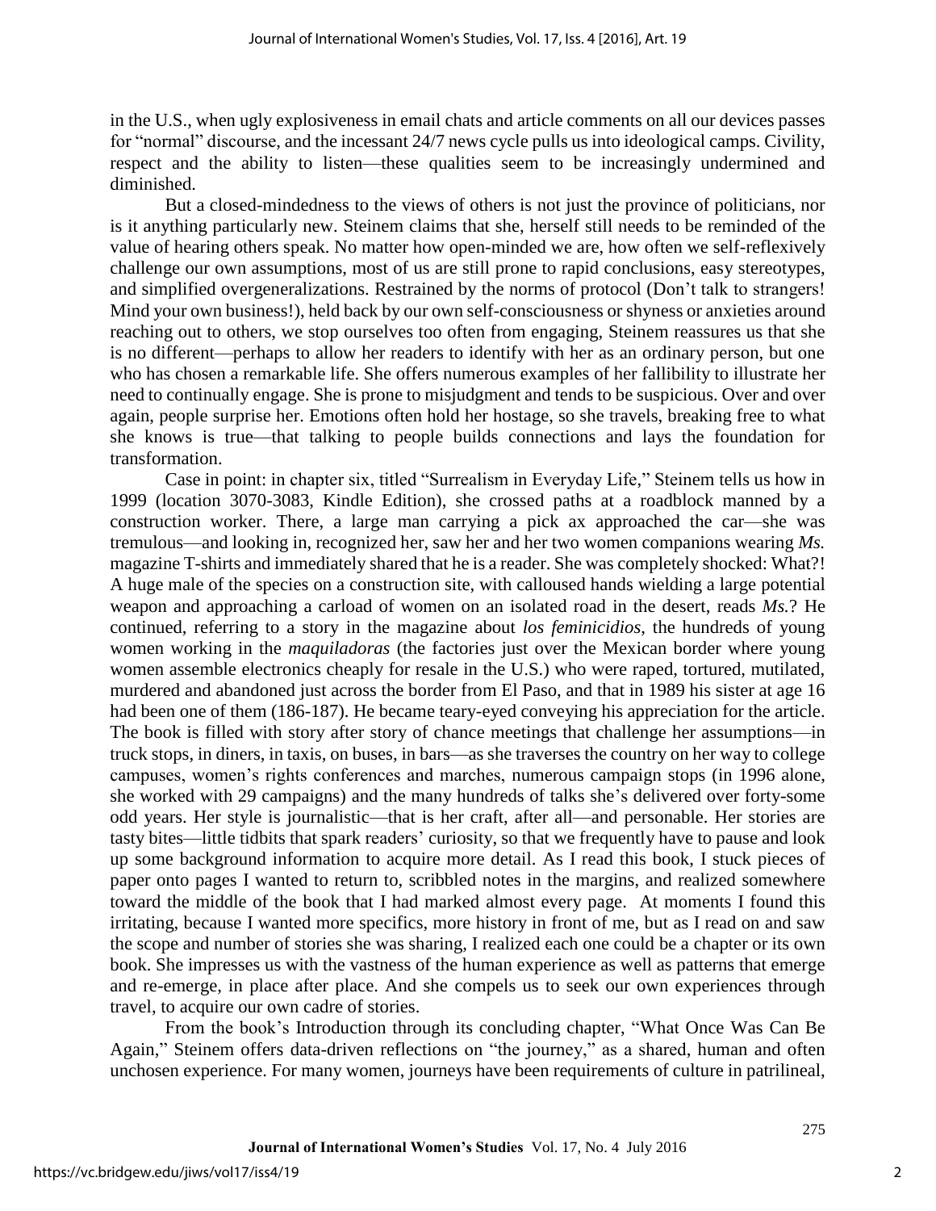in the U.S., when ugly explosiveness in email chats and article comments on all our devices passes for "normal" discourse, and the incessant 24/7 news cycle pulls us into ideological camps. Civility, respect and the ability to listen—these qualities seem to be increasingly undermined and diminished.

But a closed-mindedness to the views of others is not just the province of politicians, nor is it anything particularly new. Steinem claims that she, herself still needs to be reminded of the value of hearing others speak. No matter how open-minded we are, how often we self-reflexively challenge our own assumptions, most of us are still prone to rapid conclusions, easy stereotypes, and simplified overgeneralizations. Restrained by the norms of protocol (Don't talk to strangers! Mind your own business!), held back by our own self-consciousness or shyness or anxieties around reaching out to others, we stop ourselves too often from engaging, Steinem reassures us that she is no different—perhaps to allow her readers to identify with her as an ordinary person, but one who has chosen a remarkable life. She offers numerous examples of her fallibility to illustrate her need to continually engage. She is prone to misjudgment and tends to be suspicious. Over and over again, people surprise her. Emotions often hold her hostage, so she travels, breaking free to what she knows is true—that talking to people builds connections and lays the foundation for transformation.

Case in point: in chapter six, titled "Surrealism in Everyday Life," Steinem tells us how in 1999 (location 3070-3083, Kindle Edition), she crossed paths at a roadblock manned by a construction worker. There, a large man carrying a pick ax approached the car—she was tremulous—and looking in, recognized her, saw her and her two women companions wearing *Ms.* magazine T-shirts and immediately shared that he is a reader. She was completely shocked: What?! A huge male of the species on a construction site, with calloused hands wielding a large potential weapon and approaching a carload of women on an isolated road in the desert, reads *Ms.*? He continued, referring to a story in the magazine about *los feminicidios*, the hundreds of young women working in the *maquiladoras* (the factories just over the Mexican border where young women assemble electronics cheaply for resale in the U.S.) who were raped, tortured, mutilated, murdered and abandoned just across the border from El Paso, and that in 1989 his sister at age 16 had been one of them (186-187). He became teary-eyed conveying his appreciation for the article. The book is filled with story after story of chance meetings that challenge her assumptions—in truck stops, in diners, in taxis, on buses, in bars—as she traverses the country on her way to college campuses, women's rights conferences and marches, numerous campaign stops (in 1996 alone, she worked with 29 campaigns) and the many hundreds of talks she's delivered over forty-some odd years. Her style is journalistic—that is her craft, after all—and personable. Her stories are tasty bites—little tidbits that spark readers' curiosity, so that we frequently have to pause and look up some background information to acquire more detail. As I read this book, I stuck pieces of paper onto pages I wanted to return to, scribbled notes in the margins, and realized somewhere toward the middle of the book that I had marked almost every page. At moments I found this irritating, because I wanted more specifics, more history in front of me, but as I read on and saw the scope and number of stories she was sharing, I realized each one could be a chapter or its own book. She impresses us with the vastness of the human experience as well as patterns that emerge and re-emerge, in place after place. And she compels us to seek our own experiences through travel, to acquire our own cadre of stories.

From the book's Introduction through its concluding chapter, "What Once Was Can Be Again," Steinem offers data-driven reflections on "the journey," as a shared, human and often unchosen experience. For many women, journeys have been requirements of culture in patrilineal,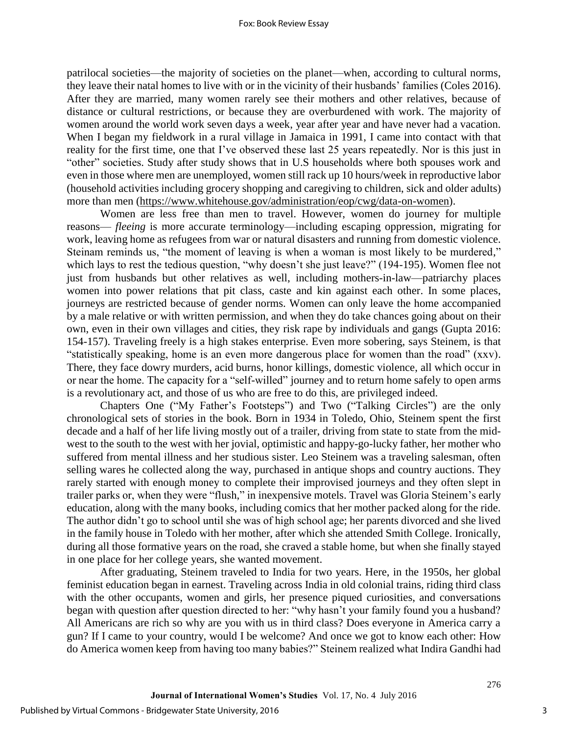patrilocal societies—the majority of societies on the planet—when, according to cultural norms, they leave their natal homes to live with or in the vicinity of their husbands' families (Coles 2016). After they are married, many women rarely see their mothers and other relatives, because of distance or cultural restrictions, or because they are overburdened with work. The majority of women around the world work seven days a week, year after year and have never had a vacation. When I began my fieldwork in a rural village in Jamaica in 1991, I came into contact with that reality for the first time, one that I've observed these last 25 years repeatedly. Nor is this just in "other" societies. Study after study shows that in U.S households where both spouses work and even in those where men are unemployed, women still rack up 10 hours/week in reproductive labor (household activities including grocery shopping and caregiving to children, sick and older adults) more than men (https://www.whitehouse.gov/administration/eop/cwg/data-on-women).

Women are less free than men to travel. However, women do journey for multiple reasons— *fleeing* is more accurate terminology—including escaping oppression, migrating for work, leaving home as refugees from war or natural disasters and running from domestic violence. Steinam reminds us, "the moment of leaving is when a woman is most likely to be murdered," which lays to rest the tedious question, "why doesn't she just leave?" (194-195). Women flee not just from husbands but other relatives as well, including mothers-in-law—patriarchy places women into power relations that pit class, caste and kin against each other. In some places, journeys are restricted because of gender norms. Women can only leave the home accompanied by a male relative or with written permission, and when they do take chances going about on their own, even in their own villages and cities, they risk rape by individuals and gangs (Gupta 2016: 154-157). Traveling freely is a high stakes enterprise. Even more sobering, says Steinem, is that "statistically speaking, home is an even more dangerous place for women than the road" (xxv). There, they face dowry murders, acid burns, honor killings, domestic violence, all which occur in or near the home. The capacity for a "self-willed" journey and to return home safely to open arms is a revolutionary act, and those of us who are free to do this, are privileged indeed.

Chapters One ("My Father's Footsteps") and Two ("Talking Circles") are the only chronological sets of stories in the book. Born in 1934 in Toledo, Ohio, Steinem spent the first decade and a half of her life living mostly out of a trailer, driving from state to state from the mid-west to the south to the west with her jovial, optimistic and happy-go-lucky father, her mother who suffered from mental illness and her studious sister. Leo Steinem was a traveling salesman, often selling wares he collected along the way, purchased in antique shops and country auctions. They rarely started with enough money to complete their improvised journeys and they often slept in trailer parks or, when they were "flush," in inexpensive motels. Travel was Gloria Steinem's early education, along with the many books, including comics that her mother packed along for the ride. The author didn't go to school until she was of high school age; her parents divorced and she lived in the family house in Toledo with her mother, after which she attended Smith College. Ironically, during all those formative years on the road, she craved a stable home, but when she finally stayed in one place for her college years, she wanted movement.

After graduating, Steinem traveled to India for two years. Here, in the 1950s, her global feminist education began in earnest. Traveling across India in old colonial trains, riding third class with the other occupants, women and girls, her presence piqued curiosities, and conversations began with question after question directed to her: "why hasn't your family found you a husband? All Americans are rich so why are you with us in third class? Does everyone in America carry a gun? If I came to your country, would I be welcome? And once we got to know each other: How do America women keep from having too many babies?" Steinem realized what Indira Gandhi had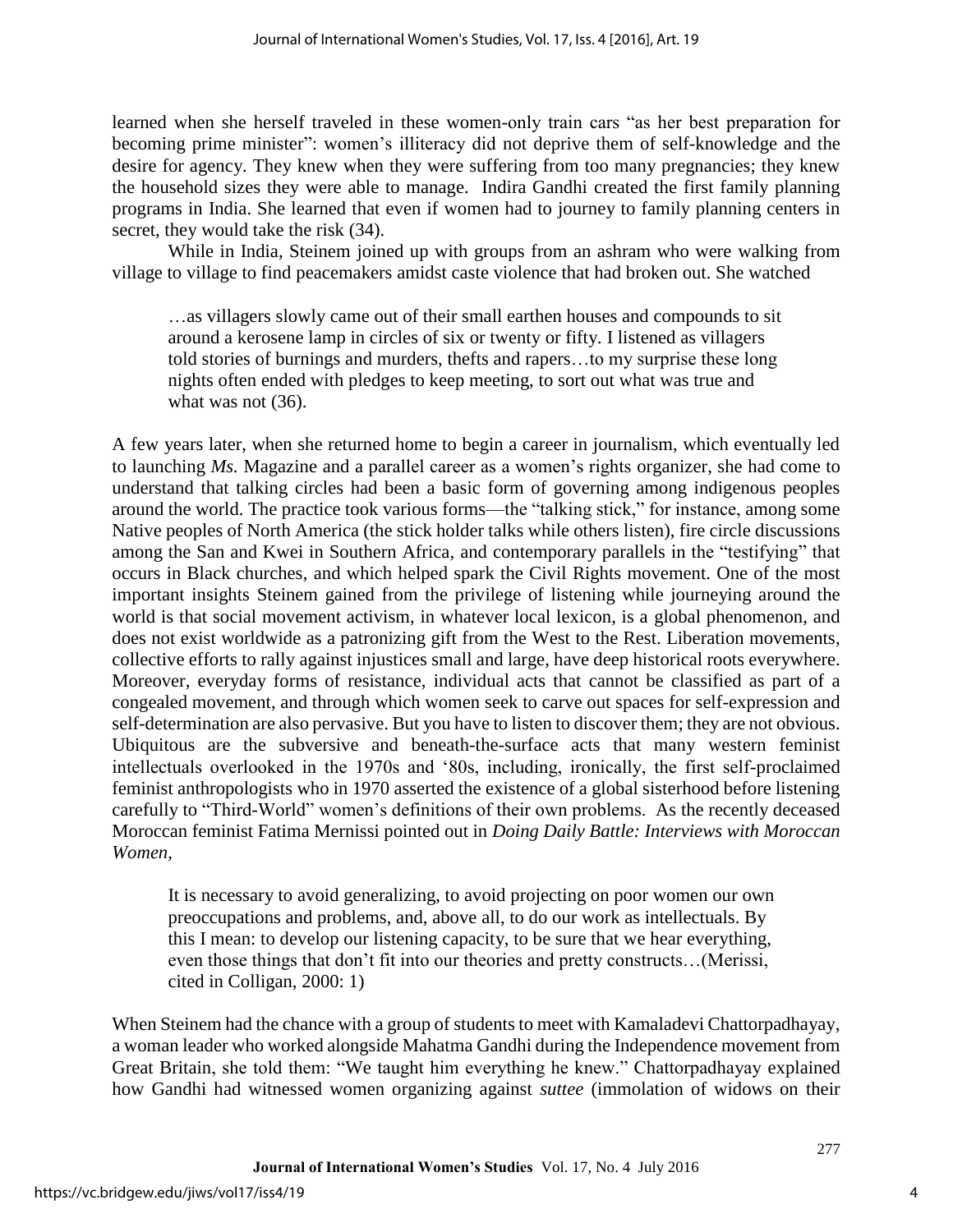learned when she herself traveled in these women-only train cars "as her best preparation for becoming prime minister": women's illiteracy did not deprive them of self-knowledge and the desire for agency. They knew when they were suffering from too many pregnancies; they knew the household sizes they were able to manage. Indira Gandhi created the first family planning programs in India. She learned that even if women had to journey to family planning centers in secret, they would take the risk (34).

While in India, Steinem joined up with groups from an ashram who were walking from village to village to find peacemakers amidst caste violence that had broken out. She watched

> …as villagers slowly came out of their small earthen houses and compounds to sit around a kerosene lamp in circles of six or twenty or fifty. I listened as villagers told stories of burnings and murders, thefts and rapers…to my surprise these long nights often ended with pledges to keep meeting, to sort out what was true and what was not (36).

A few years later, when she returned home to begin a career in journalism, which eventually led to launching *Ms.* Magazine and a parallel career as a women's rights organizer, she had come to understand that talking circles had been a basic form of governing among indigenous peoples around the world. The practice took various forms—the "talking stick," for instance, among some Native peoples of North America (the stick holder talks while others listen), fire circle discussions among the San and Kwei in Southern Africa, and contemporary parallels in the "testifying" that occurs in Black churches, and which helped spark the Civil Rights movement. One of the most important insights Steinem gained from the privilege of listening while journeying around the world is that social movement activism, in whatever local lexicon, is a global phenomenon, and does not exist worldwide as a patronizing gift from the West to the Rest. Liberation movements, collective efforts to rally against injustices small and large, have deep historical roots everywhere. Moreover, everyday forms of resistance, individual acts that cannot be classified as part of a congealed movement, and through which women seek to carve out spaces for self-expression and self-determination are also pervasive. But you have to listen to discover them; they are not obvious. Ubiquitous are the subversive and beneath-the-surface acts that many western feminist intellectuals overlooked in the 1970s and '80s, including, ironically, the first self-proclaimed feminist anthropologists who in 1970 asserted the existence of a global sisterhood before listening carefully to "Third-World" women's definitions of their own problems. As the recently deceased Moroccan feminist Fatima Mernissi pointed out in *Doing Daily Battle: Interviews with Moroccan Women,*

> It is necessary to avoid generalizing, to avoid projecting on poor women our own preoccupations and problems, and, above all, to do our work as intellectuals. By this I mean: to develop our listening capacity, to be sure that we hear everything, even those things that don't fit into our theories and pretty constructs…(Merissi, cited in Colligan, 2000: 1)

When Steinem had the chance with a group of students to meet with Kamaladevi Chattorpadhayay, a woman leader who worked alongside Mahatma Gandhi during the Independence movement from Great Britain, she told them: "We taught him everything he knew." Chattorpadhayay explained how Gandhi had witnessed women organizing against *suttee* (immolation of widows on their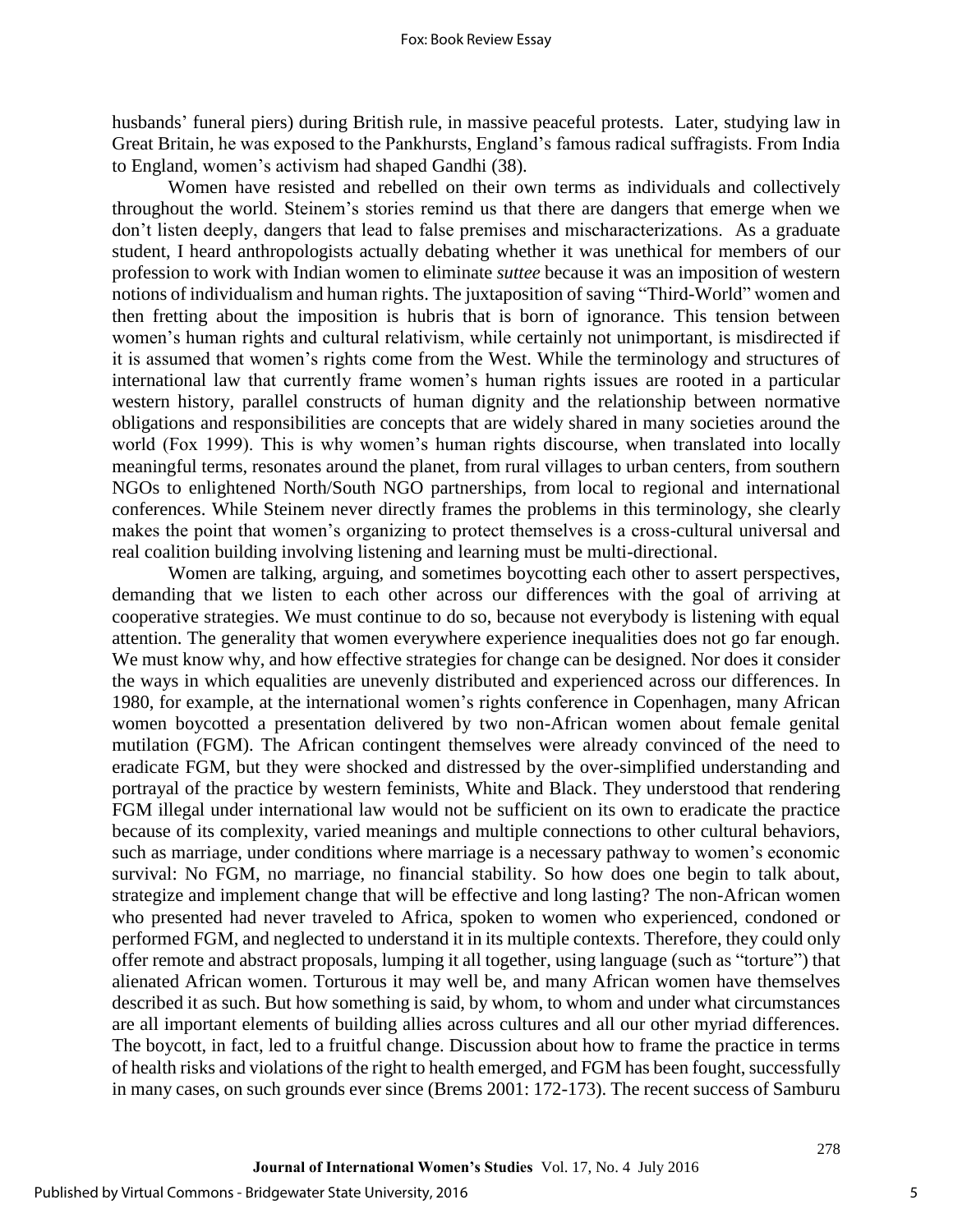husbands' funeral piers) during British rule, in massive peaceful protests. Later, studying law in Great Britain, he was exposed to the Pankhursts, England's famous radical suffragists. From India to England, women's activism had shaped Gandhi (38).

Women have resisted and rebelled on their own terms as individuals and collectively throughout the world. Steinem's stories remind us that there are dangers that emerge when we don't listen deeply, dangers that lead to false premises and mischaracterizations. As a graduate student, I heard anthropologists actually debating whether it was unethical for members of our profession to work with Indian women to eliminate *suttee* because it was an imposition of western notions of individualism and human rights. The juxtaposition of saving "Third-World" women and then fretting about the imposition is hubris that is born of ignorance. This tension between women's human rights and cultural relativism, while certainly not unimportant, is misdirected if it is assumed that women's rights come from the West. While the terminology and structures of international law that currently frame women's human rights issues are rooted in a particular western history, parallel constructs of human dignity and the relationship between normative obligations and responsibilities are concepts that are widely shared in many societies around the world (Fox 1999). This is why women's human rights discourse, when translated into locally meaningful terms, resonates around the planet, from rural villages to urban centers, from southern NGOs to enlightened North/South NGO partnerships, from local to regional and international conferences. While Steinem never directly frames the problems in this terminology, she clearly makes the point that women's organizing to protect themselves is a cross-cultural universal and real coalition building involving listening and learning must be multi-directional.

Women are talking, arguing, and sometimes boycotting each other to assert perspectives, demanding that we listen to each other across our differences with the goal of arriving at cooperative strategies. We must continue to do so, because not everybody is listening with equal attention. The generality that women everywhere experience inequalities does not go far enough. We must know why, and how effective strategies for change can be designed. Nor does it consider the ways in which equalities are unevenly distributed and experienced across our differences. In 1980, for example, at the international women's rights conference in Copenhagen, many African women boycotted a presentation delivered by two non-African women about female genital mutilation (FGM). The African contingent themselves were already convinced of the need to eradicate FGM, but they were shocked and distressed by the over-simplified understanding and portrayal of the practice by western feminists, White and Black. They understood that rendering FGM illegal under international law would not be sufficient on its own to eradicate the practice because of its complexity, varied meanings and multiple connections to other cultural behaviors, such as marriage, under conditions where marriage is a necessary pathway to women's economic survival: No FGM, no marriage, no financial stability. So how does one begin to talk about, strategize and implement change that will be effective and long lasting? The non-African women who presented had never traveled to Africa, spoken to women who experienced, condoned or performed FGM, and neglected to understand it in its multiple contexts. Therefore, they could only offer remote and abstract proposals, lumping it all together, using language (such as "torture") that alienated African women. Torturous it may well be, and many African women have themselves described it as such. But how something is said, by whom, to whom and under what circumstances are all important elements of building allies across cultures and all our other myriad differences. The boycott, in fact, led to a fruitful change. Discussion about how to frame the practice in terms of health risks and violations of the right to health emerged, and FGM has been fought, successfully in many cases, on such grounds ever since (Brems 2001: 172-173). The recent success of Samburu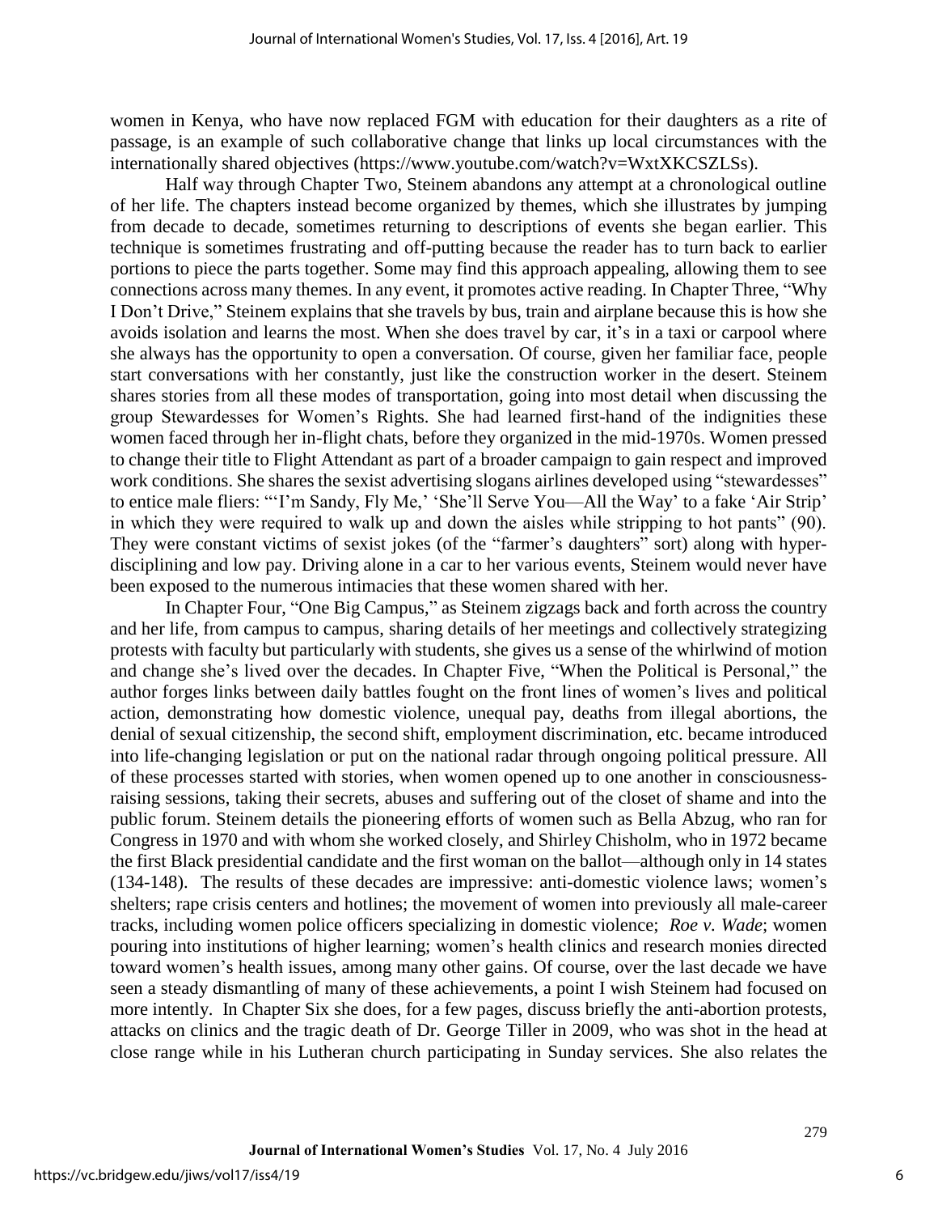women in Kenya, who have now replaced FGM with education for their daughters as a rite of passage, is an example of such collaborative change that links up local circumstances with the internationally shared objectives (https://www.youtube.com/watch?v=WxtXKCSZLSs).

Half way through Chapter Two, Steinem abandons any attempt at a chronological outline of her life. The chapters instead become organized by themes, which she illustrates by jumping from decade to decade, sometimes returning to descriptions of events she began earlier. This technique is sometimes frustrating and off-putting because the reader has to turn back to earlier portions to piece the parts together. Some may find this approach appealing, allowing them to see connections across many themes. In any event, it promotes active reading. In Chapter Three, "Why I Don't Drive," Steinem explains that she travels by bus, train and airplane because this is how she avoids isolation and learns the most. When she does travel by car, it's in a taxi or carpool where she always has the opportunity to open a conversation. Of course, given her familiar face, people start conversations with her constantly, just like the construction worker in the desert. Steinem shares stories from all these modes of transportation, going into most detail when discussing the group Stewardesses for Women's Rights. She had learned first-hand of the indignities these women faced through her in-flight chats, before they organized in the mid-1970s. Women pressed to change their title to Flight Attendant as part of a broader campaign to gain respect and improved work conditions. She shares the sexist advertising slogans airlines developed using "stewardesses" to entice male fliers: "'I'm Sandy, Fly Me,' 'She'll Serve You—All the Way' to a fake 'Air Strip' in which they were required to walk up and down the aisles while stripping to hot pants" (90). They were constant victims of sexist jokes (of the "farmer's daughters" sort) along with hyper-disciplining and low pay. Driving alone in a car to her various events, Steinem would never have been exposed to the numerous intimacies that these women shared with her.

In Chapter Four, "One Big Campus," as Steinem zigzags back and forth across the country and her life, from campus to campus, sharing details of her meetings and collectively strategizing protests with faculty but particularly with students, she gives us a sense of the whirlwind of motion and change she's lived over the decades. In Chapter Five, "When the Political is Personal," the author forges links between daily battles fought on the front lines of women's lives and political action, demonstrating how domestic violence, unequal pay, deaths from illegal abortions, the denial of sexual citizenship, the second shift, employment discrimination, etc. became introduced into life-changing legislation or put on the national radar through ongoing political pressure. All of these processes started with stories, when women opened up to one another in consciousness-raising sessions, taking their secrets, abuses and suffering out of the closet of shame and into the public forum. Steinem details the pioneering efforts of women such as Bella Abzug, who ran for Congress in 1970 and with whom she worked closely, and Shirley Chisholm, who in 1972 became the first Black presidential candidate and the first woman on the ballot—although only in 14 states (134-148). The results of these decades are impressive: anti-domestic violence laws; women's shelters; rape crisis centers and hotlines; the movement of women into previously all male-career tracks, including women police officers specializing in domestic violence; *Roe v. Wade*; women pouring into institutions of higher learning; women's health clinics and research monies directed toward women's health issues, among many other gains. Of course, over the last decade we have seen a steady dismantling of many of these achievements, a point I wish Steinem had focused on more intently. In Chapter Six she does, for a few pages, discuss briefly the anti-abortion protests, attacks on clinics and the tragic death of Dr. George Tiller in 2009, who was shot in the head at close range while in his Lutheran church participating in Sunday services. She also relates the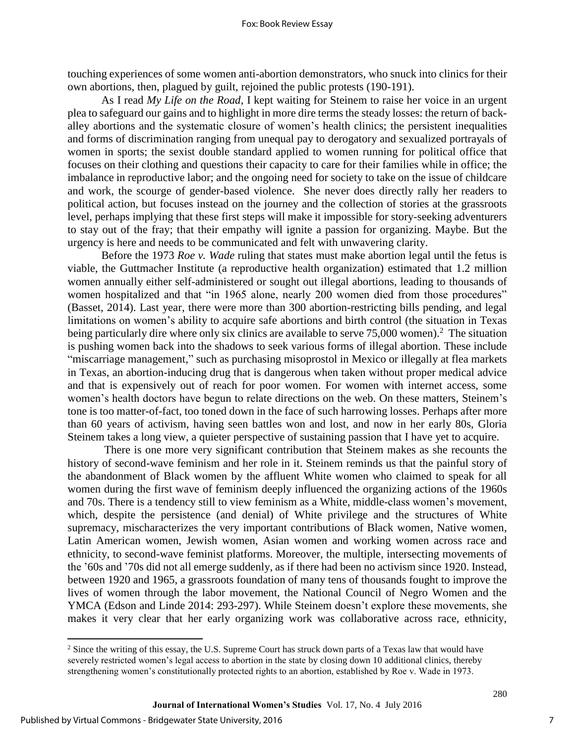touching experiences of some women anti-abortion demonstrators, who snuck into clinics for their own abortions, then, plagued by guilt, rejoined the public protests (190-191).

As I read *My Life on the Road*, I kept waiting for Steinem to raise her voice in an urgent plea to safeguard our gains and to highlight in more dire terms the steady losses: the return of back-alley abortions and the systematic closure of women's health clinics; the persistent inequalities and forms of discrimination ranging from unequal pay to derogatory and sexualized portrayals of women in sports; the sexist double standard applied to women running for political office that focuses on their clothing and questions their capacity to care for their families while in office; the imbalance in reproductive labor; and the ongoing need for society to take on the issue of childcare and work, the scourge of gender-based violence. She never does directly rally her readers to political action, but focuses instead on the journey and the collection of stories at the grassroots level, perhaps implying that these first steps will make it impossible for story-seeking adventurers to stay out of the fray; that their empathy will ignite a passion for organizing. Maybe. But the urgency is here and needs to be communicated and felt with unwavering clarity.

Before the 1973 *Roe v. Wade* ruling that states must make abortion legal until the fetus is viable, the Guttmacher Institute (a reproductive health organization) estimated that 1.2 million women annually either self-administered or sought out illegal abortions, leading to thousands of women hospitalized and that "in 1965 alone, nearly 200 women died from those procedures" (Basset, 2014). Last year, there were more than 300 abortion-restricting bills pending, and legal limitations on women's ability to acquire safe abortions and birth control (the situation in Texas being particularly dire where only six clinics are available to serve 75,000 women).[2] The situation is pushing women back into the shadows to seek various forms of illegal abortion. These include "miscarriage management," such as purchasing misoprostol in Mexico or illegally at flea markets in Texas, an abortion-inducing drug that is dangerous when taken without proper medical advice and that is expensively out of reach for poor women. For women with internet access, some women's health doctors have begun to relate directions on the web. On these matters, Steinem's tone is too matter-of-fact, too toned down in the face of such harrowing losses. Perhaps after more than 60 years of activism, having seen battles won and lost, and now in her early 80s, Gloria Steinem takes a long view, a quieter perspective of sustaining passion that I have yet to acquire.

There is one more very significant contribution that Steinem makes as she recounts the history of second-wave feminism and her role in it. Steinem reminds us that the painful story of the abandonment of Black women by the affluent White women who claimed to speak for all women during the first wave of feminism deeply influenced the organizing actions of the 1960s and 70s. There is a tendency still to view feminism as a White, middle-class women's movement, which, despite the persistence (and denial) of White privilege and the structures of White supremacy, mischaracterizes the very important contributions of Black women, Native women, Latin American women, Jewish women, Asian women and working women across race and ethnicity, to second-wave feminist platforms. Moreover, the multiple, intersecting movements of the '60s and '70s did not all emerge suddenly, as if there had been no activism since 1920. Instead, between 1920 and 1965, a grassroots foundation of many tens of thousands fought to improve the lives of women through the labor movement, the National Council of Negro Women and the YMCA (Edson and Linde 2014: 293-297). While Steinem doesn't explore these movements, she makes it very clear that her early organizing work was collaborative across race, ethnicity,

---

[2] Since the writing of this essay, the U.S. Supreme Court has struck down parts of a Texas law that would have severely restricted women's legal access to abortion in the state by closing down 10 additional clinics, thereby strengthening women's constitutionally protected rights to an abortion, established by Roe v. Wade in 1973.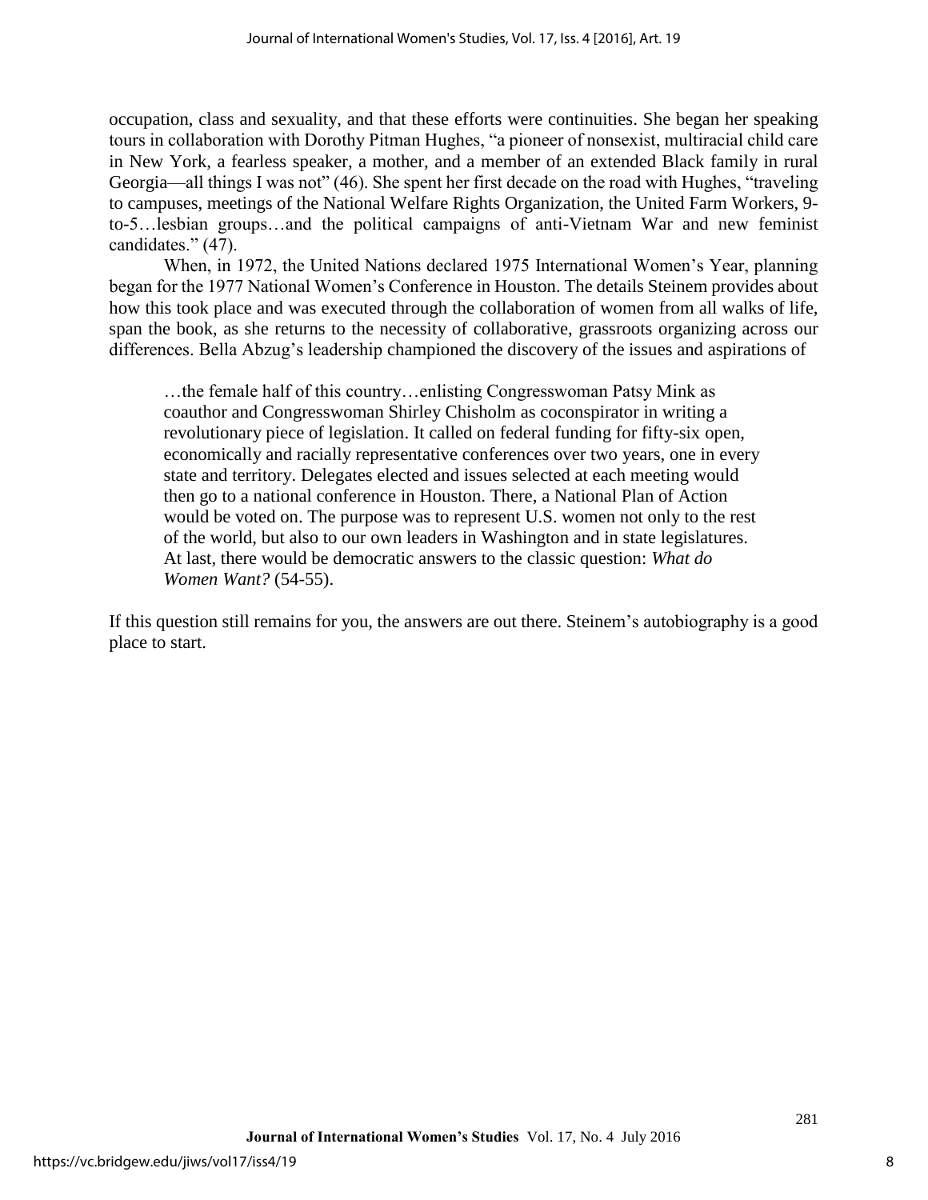occupation, class and sexuality, and that these efforts were continuities. She began her speaking tours in collaboration with Dorothy Pitman Hughes, "a pioneer of nonsexist, multiracial child care in New York, a fearless speaker, a mother, and a member of an extended Black family in rural Georgia—all things I was not" (46). She spent her first decade on the road with Hughes, "traveling to campuses, meetings of the National Welfare Rights Organization, the United Farm Workers, 9-to-5…lesbian groups…and the political campaigns of anti-Vietnam War and new feminist candidates." (47).

When, in 1972, the United Nations declared 1975 International Women's Year, planning began for the 1977 National Women's Conference in Houston. The details Steinem provides about how this took place and was executed through the collaboration of women from all walks of life, span the book, as she returns to the necessity of collaborative, grassroots organizing across our differences. Bella Abzug's leadership championed the discovery of the issues and aspirations of

> …the female half of this country…enlisting Congresswoman Patsy Mink as coauthor and Congresswoman Shirley Chisholm as coconspirator in writing a revolutionary piece of legislation. It called on federal funding for fifty-six open, economically and racially representative conferences over two years, one in every state and territory. Delegates elected and issues selected at each meeting would then go to a national conference in Houston. There, a National Plan of Action would be voted on. The purpose was to represent U.S. women not only to the rest of the world, but also to our own leaders in Washington and in state legislatures. At last, there would be democratic answers to the classic question: *What do Women Want?* (54-55).

If this question still remains for you, the answers are out there. Steinem's autobiography is a good place to start.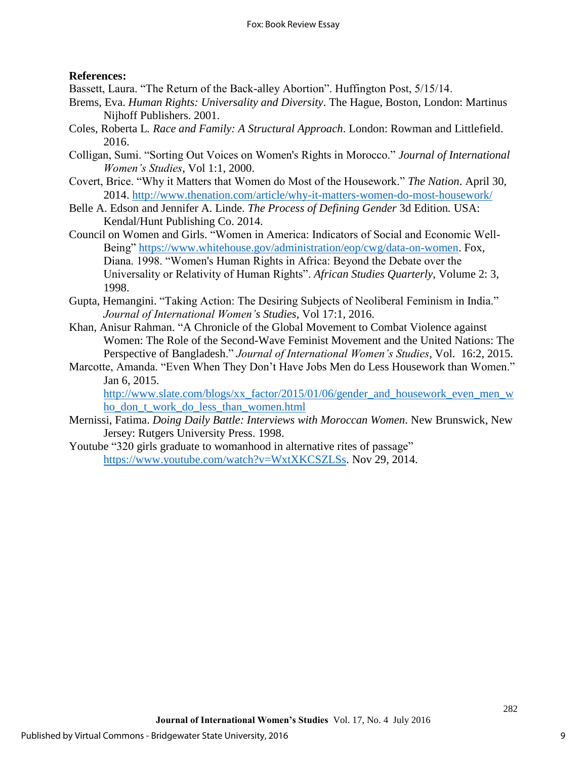**References:**

Bassett, Laura. "The Return of the Back-alley Abortion". Huffington Post, 5/15/14.

Brems, Eva. *Human Rights: Universality and Diversity*. The Hague, Boston, London: Martinus Nijhoff Publishers. 2001.

Coles, Roberta L. *Race and Family: A Structural Approach*. London: Rowman and Littlefield. 2016.

Colligan, Sumi. "Sorting Out Voices on Women's Rights in Morocco." *Journal of International Women's Studies*, Vol 1:1, 2000.

Covert, Brice. "Why it Matters that Women do Most of the Housework." *The Nation*. April 30, 2014. http://www.thenation.com/article/why-it-matters-women-do-most-housework/

Belle A. Edson and Jennifer A. Linde. *The Process of Defining Gender* 3d Edition. USA: Kendal/Hunt Publishing Co. 2014.

Council on Women and Girls. "Women in America: Indicators of Social and Economic Well-Being" https://www.whitehouse.gov/administration/eop/cwg/data-on-women. Fox, Diana. 1998. "Women's Human Rights in Africa: Beyond the Debate over the Universality or Relativity of Human Rights". *African Studies Quarterly*, Volume 2: 3, 1998.

Gupta, Hemangini. "Taking Action: The Desiring Subjects of Neoliberal Feminism in India." *Journal of International Women's Studies*, Vol 17:1, 2016.

Khan, Anisur Rahman. "A Chronicle of the Global Movement to Combat Violence against Women: The Role of the Second-Wave Feminist Movement and the United Nations: The Perspective of Bangladesh." *Journal of International Women's Studies*, Vol. 16:2, 2015.

Marcotte, Amanda. "Even When They Don't Have Jobs Men do Less Housework than Women." Jan 6, 2015. http://www.slate.com/blogs/xx_factor/2015/01/06/gender_and_housework_even_men_who_don_t_work_do_less_than_women.html

Mernissi, Fatima. *Doing Daily Battle: Interviews with Moroccan Women*. New Brunswick, New Jersey: Rutgers University Press. 1998.

Youtube "320 girls graduate to womanhood in alternative rites of passage" https://www.youtube.com/watch?v=WxtXKCSZLSs. Nov 29, 2014.